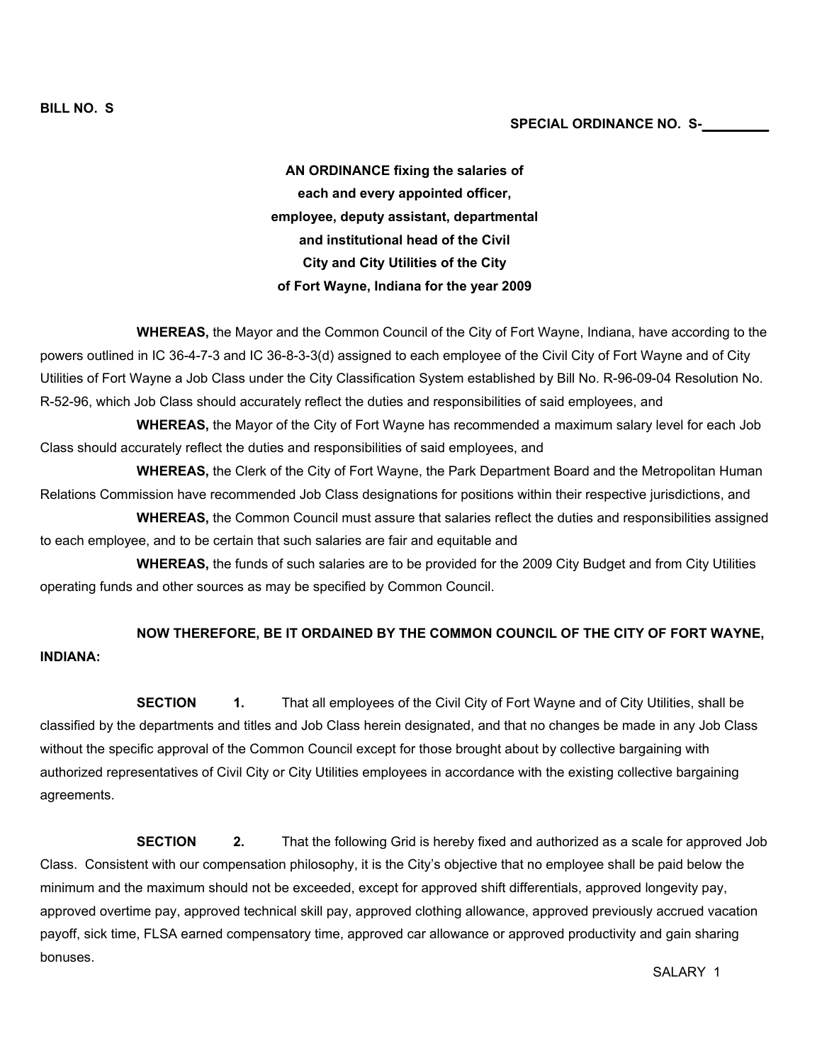**BILL NO. S**

**SPECIAL ORDINANCE NO. S-\_\_\_\_\_\_\_\_\_**

**AN ORDINANCE fixing the salaries of each and every appointed officer, employee, deputy assistant, departmental and institutional head of the Civil City and City Utilities of the City of Fort Wayne, Indiana for the year 2009**

**WHEREAS,** the Mayor and the Common Council of the City of Fort Wayne, Indiana, have according to the powers outlined in IC 36-4-7-3 and IC 36-8-3-3(d) assigned to each employee of the Civil City of Fort Wayne and of City Utilities of Fort Wayne a Job Class under the City Classification System established by Bill No. R-96-09-04 Resolution No. R-52-96, which Job Class should accurately reflect the duties and responsibilities of said employees, and

**WHEREAS,** the Mayor of the City of Fort Wayne has recommended a maximum salary level for each Job Class should accurately reflect the duties and responsibilities of said employees, and

**WHEREAS,** the Clerk of the City of Fort Wayne, the Park Department Board and the Metropolitan Human Relations Commission have recommended Job Class designations for positions within their respective jurisdictions, and

**WHEREAS,** the Common Council must assure that salaries reflect the duties and responsibilities assigned to each employee, and to be certain that such salaries are fair and equitable and

**WHEREAS,** the funds of such salaries are to be provided for the 2009 City Budget and from City Utilities operating funds and other sources as may be specified by Common Council.

**NOW THEREFORE, BE IT ORDAINED BY THE COMMON COUNCIL OF THE CITY OF FORT WAYNE, INDIANA:**

**SECTION 1.** That all employees of the Civil City of Fort Wayne and of City Utilities, shall be classified by the departments and titles and Job Class herein designated, and that no changes be made in any Job Class without the specific approval of the Common Council except for those brought about by collective bargaining with authorized representatives of Civil City or City Utilities employees in accordance with the existing collective bargaining agreements.

**SECTION 2.** That the following Grid is hereby fixed and authorized as a scale for approved Job Class. Consistent with our compensation philosophy, it is the City's objective that no employee shall be paid below the minimum and the maximum should not be exceeded, except for approved shift differentials, approved longevity pay, approved overtime pay, approved technical skill pay, approved clothing allowance, approved previously accrued vacation payoff, sick time, FLSA earned compensatory time, approved car allowance or approved productivity and gain sharing bonuses.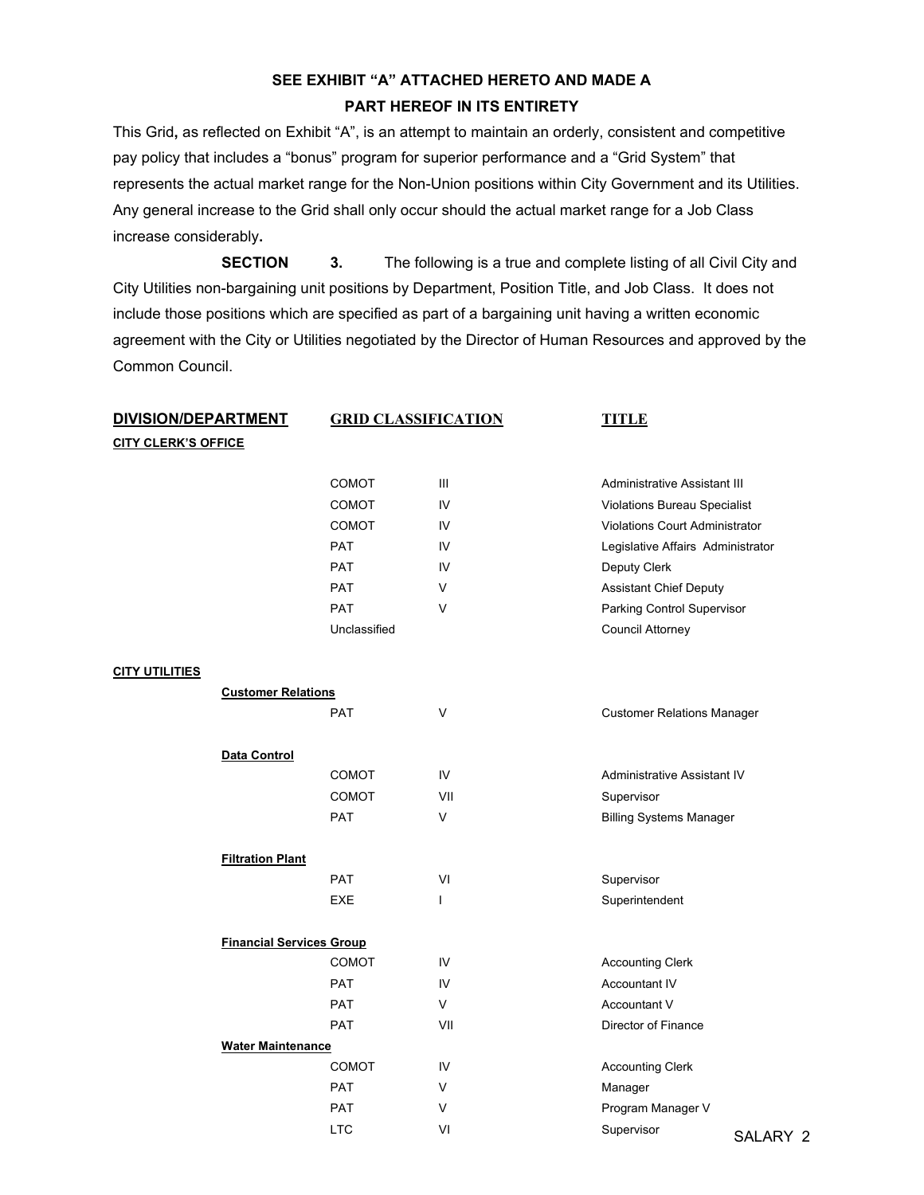**SEE EXHIBIT "A" ATTACHED HERETO AND MADE A PART HEREOF IN ITS ENTIRETY**

This Grid**,** as reflected on Exhibit "A", is an attempt to maintain an orderly, consistent and competitive pay policy that includes a "bonus" program for superior performance and a "Grid System" that represents the actual market range for the Non-Union positions within City Government and its Utilities. Any general increase to the Grid shall only occur should the actual market range for a Job Class increase considerably**.**

**SECTION 3.** The following is a true and complete listing of all Civil City and City Utilities non-bargaining unit positions by Department, Position Title, and Job Class. It does not include those positions which are specified as part of a bargaining unit having a written economic agreement with the City or Utilities negotiated by the Director of Human Resources and approved by the Common Council.

| DIVISION/DEPARTMENT | GRID CLASSIFICATION | | TITLE |
|---|---|---|---|
| **CITY CLERK'S OFFICE** | | | |
| | COMOT | III | Administrative Assistant III |
| | COMOT | IV | Violations Bureau Specialist |
| | COMOT | IV | Violations Court Administrator |
| | PAT | IV | Legislative Affairs Administrator |
| | PAT | IV | Deputy Clerk |
| | PAT | V | Assistant Chief Deputy |
| | PAT | V | Parking Control Supervisor |
| | Unclassified | | Council Attorney |
| **CITY UTILITIES** | | | |
| **Customer Relations** | | | |
| | PAT | V | Customer Relations Manager |
| **Data Control** | | | |
| | COMOT | IV | Administrative Assistant IV |
| | COMOT | VII | Supervisor |
| | PAT | V | Billing Systems Manager |
| **Filtration Plant** | | | |
| | PAT | VI | Supervisor |
| | EXE | I | Superintendent |
| **Financial Services Group** | | | |
| | COMOT | IV | Accounting Clerk |
| | PAT | IV | Accountant IV |
| | PAT | V | Accountant V |
| | PAT | VII | Director of Finance |
| **Water Maintenance** | | | |
| | COMOT | IV | Accounting Clerk |
| | PAT | V | Manager |
| | PAT | V | Program Manager V |
| | LTC | VI | Supervisor |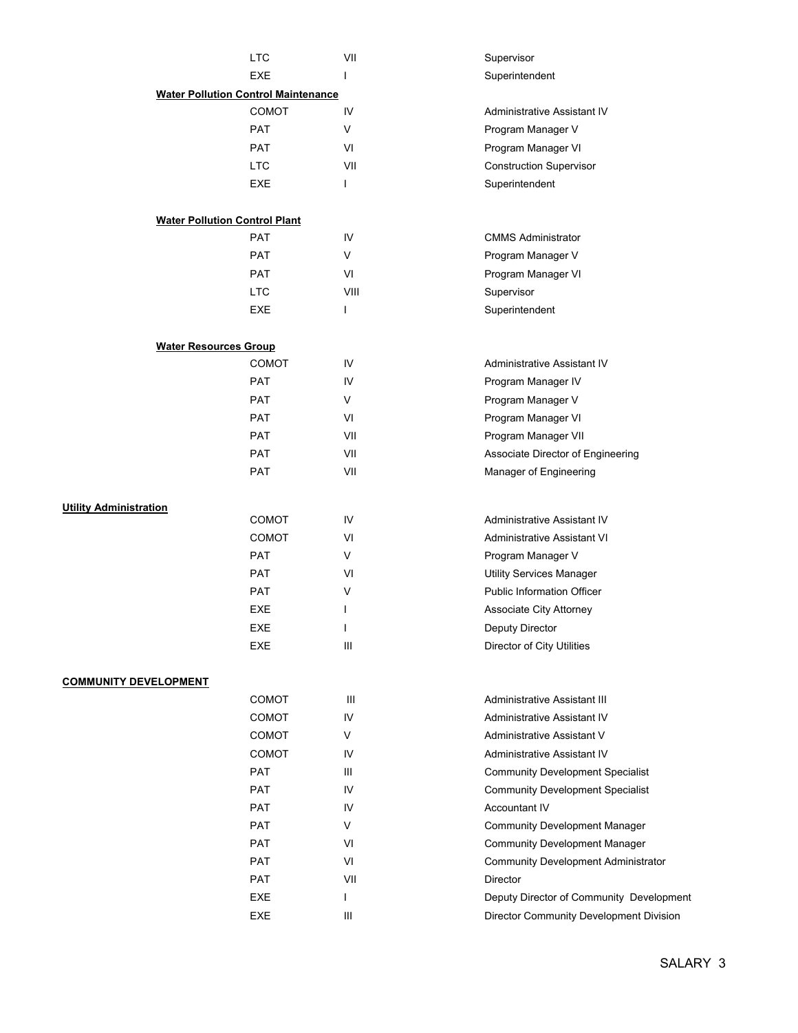| | | | |
|---|---|---|---|
| | LTC | VII | Supervisor |
| | EXE | I | Superintendent |
| | **Water Pollution Control Maintenance** | | |
| | COMOT | IV | Administrative Assistant IV |
| | PAT | V | Program Manager V |
| | PAT | VI | Program Manager VI |
| | LTC | VII | Construction Supervisor |
| | EXE | I | Superintendent |
| | **Water Pollution Control Plant** | | |
| | PAT | IV | CMMS Administrator |
| | PAT | V | Program Manager V |
| | PAT | VI | Program Manager VI |
| | LTC | VIII | Supervisor |
| | EXE | I | Superintendent |
| | **Water Resources Group** | | |
| | COMOT | IV | Administrative Assistant IV |
| | PAT | IV | Program Manager IV |
| | PAT | V | Program Manager V |
| | PAT | VI | Program Manager VI |
| | PAT | VII | Program Manager VII |
| | PAT | VII | Associate Director of Engineering |
| | PAT | VII | Manager of Engineering |
| **Utility Administration** | | | |
| | COMOT | IV | Administrative Assistant IV |
| | COMOT | VI | Administrative Assistant VI |
| | PAT | V | Program Manager V |
| | PAT | VI | Utility Services Manager |
| | PAT | V | Public Information Officer |
| | EXE | I | Associate City Attorney |
| | EXE | I | Deputy Director |
| | EXE | III | Director of City Utilities |
| **COMMUNITY DEVELOPMENT** | | | |
| | COMOT | III | Administrative Assistant III |
| | COMOT | IV | Administrative Assistant IV |
| | COMOT | V | Administrative Assistant V |
| | COMOT | IV | Administrative Assistant IV |
| | PAT | III | Community Development Specialist |
| | PAT | IV | Community Development Specialist |
| | PAT | IV | Accountant IV |
| | PAT | V | Community Development Manager |
| | PAT | VI | Community Development Manager |
| | PAT | VI | Community Development Administrator |
| | PAT | VII | Director |
| | EXE | I | Deputy Director of Community Development |
| | EXE | III | Director Community Development Division |

SALARY 3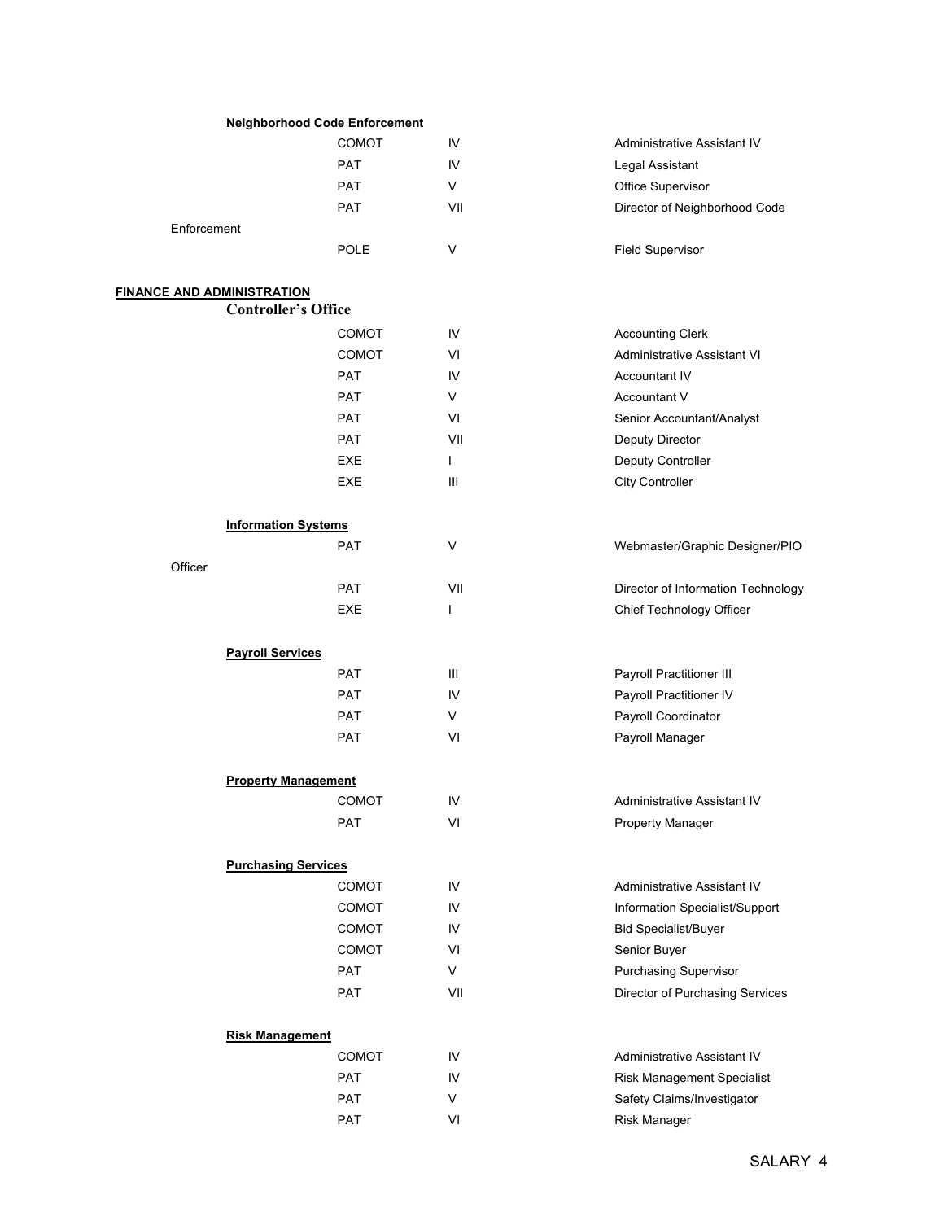**Neighborhood Code Enforcement**

| | | |
|---|---|---|
| COMOT | IV | Administrative Assistant IV |
| PAT | IV | Legal Assistant |
| PAT | V | Office Supervisor |
| PAT | VII | Director of Neighborhood Code Enforcement |
| POLE | V | Field Supervisor |

**FINANCE AND ADMINISTRATION**

**Controller's Office**

| | | |
|---|---|---|
| COMOT | IV | Accounting Clerk |
| COMOT | VI | Administrative Assistant VI |
| PAT | IV | Accountant IV |
| PAT | V | Accountant V |
| PAT | VI | Senior Accountant/Analyst |
| PAT | VII | Deputy Director |
| EXE | I | Deputy Controller |
| EXE | III | City Controller |

**Information Systems**

| | | |
|---|---|---|
| PAT | V | Webmaster/Graphic Designer/PIO Officer |
| PAT | VII | Director of Information Technology |
| EXE | I | Chief Technology Officer |

**Payroll Services**

| | | |
|---|---|---|
| PAT | III | Payroll Practitioner III |
| PAT | IV | Payroll Practitioner IV |
| PAT | V | Payroll Coordinator |
| PAT | VI | Payroll Manager |

**Property Management**

| | | |
|---|---|---|
| COMOT | IV | Administrative Assistant IV |
| PAT | VI | Property Manager |

**Purchasing Services**

| | | |
|---|---|---|
| COMOT | IV | Administrative Assistant IV |
| COMOT | IV | Information Specialist/Support |
| COMOT | IV | Bid Specialist/Buyer |
| COMOT | VI | Senior Buyer |
| PAT | V | Purchasing Supervisor |
| PAT | VII | Director of Purchasing Services |

**Risk Management**

| | | |
|---|---|---|
| COMOT | IV | Administrative Assistant IV |
| PAT | IV | Risk Management Specialist |
| PAT | V | Safety Claims/Investigator |
| PAT | VI | Risk Manager |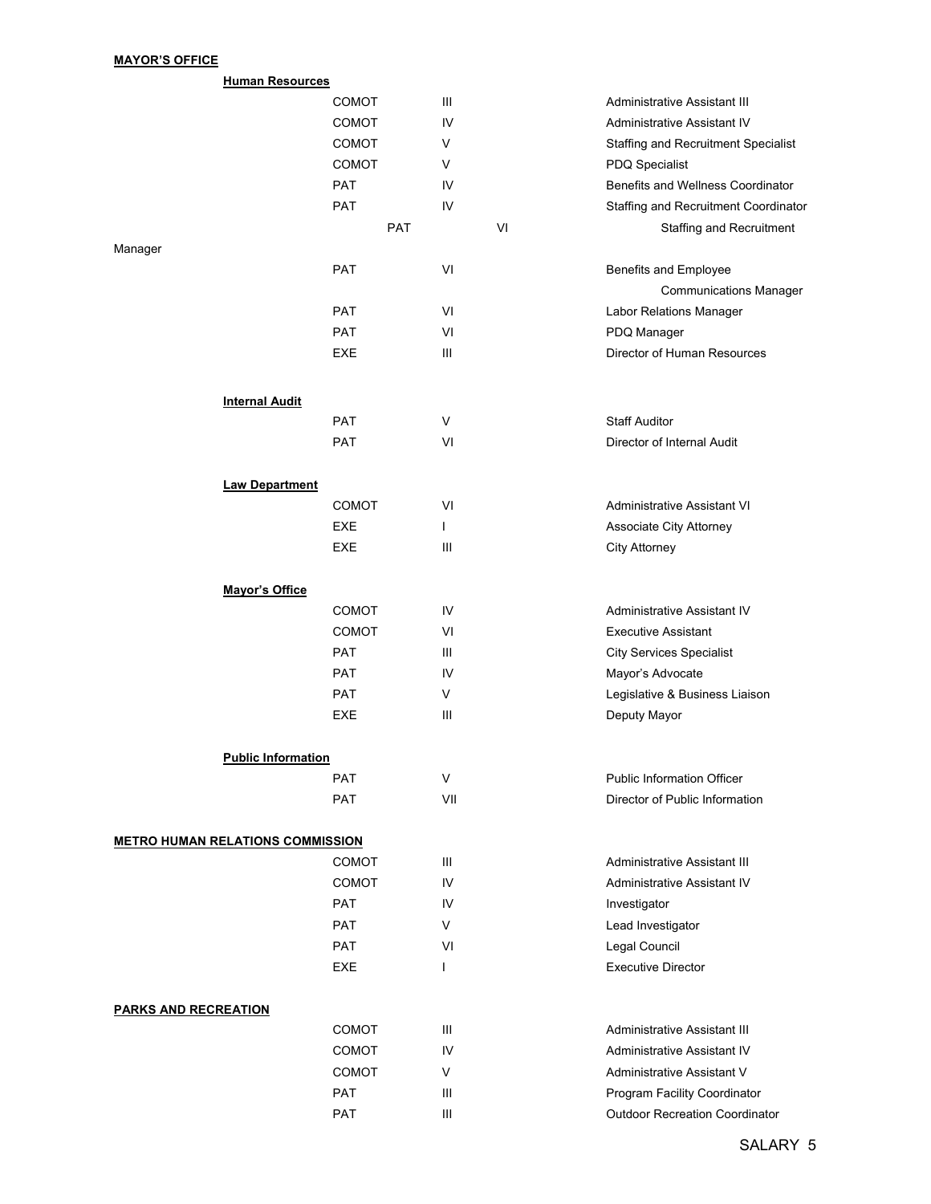**MAYOR'S OFFICE**

**Human Resources**

| | | |
|---|---|---|
| COMOT | III | Administrative Assistant III |
| COMOT | IV | Administrative Assistant IV |
| COMOT | V | Staffing and Recruitment Specialist |
| COMOT | V | PDQ Specialist |
| PAT | IV | Benefits and Wellness Coordinator |
| PAT | IV | Staffing and Recruitment Coordinator |
| PAT | VI | Staffing and Recruitment Manager |
| PAT | VI | Benefits and Employee Communications Manager |
| PAT | VI | Labor Relations Manager |
| PAT | VI | PDQ Manager |
| EXE | III | Director of Human Resources |

**Internal Audit**

| | | |
|---|---|---|
| PAT | V | Staff Auditor |
| PAT | VI | Director of Internal Audit |

**Law Department**

| | | |
|---|---|---|
| COMOT | VI | Administrative Assistant VI |
| EXE | I | Associate City Attorney |
| EXE | III | City Attorney |

**Mayor's Office**

| | | |
|---|---|---|
| COMOT | IV | Administrative Assistant IV |
| COMOT | VI | Executive Assistant |
| PAT | III | City Services Specialist |
| PAT | IV | Mayor's Advocate |
| PAT | V | Legislative & Business Liaison |
| EXE | III | Deputy Mayor |

**Public Information**

| | | |
|---|---|---|
| PAT | V | Public Information Officer |
| PAT | VII | Director of Public Information |

**METRO HUMAN RELATIONS COMMISSION**

| | | |
|---|---|---|
| COMOT | III | Administrative Assistant III |
| COMOT | IV | Administrative Assistant IV |
| PAT | IV | Investigator |
| PAT | V | Lead Investigator |
| PAT | VI | Legal Council |
| EXE | I | Executive Director |

**PARKS AND RECREATION**

| | | |
|---|---|---|
| COMOT | III | Administrative Assistant III |
| COMOT | IV | Administrative Assistant IV |
| COMOT | V | Administrative Assistant V |
| PAT | III | Program Facility Coordinator |
| PAT | III | Outdoor Recreation Coordinator |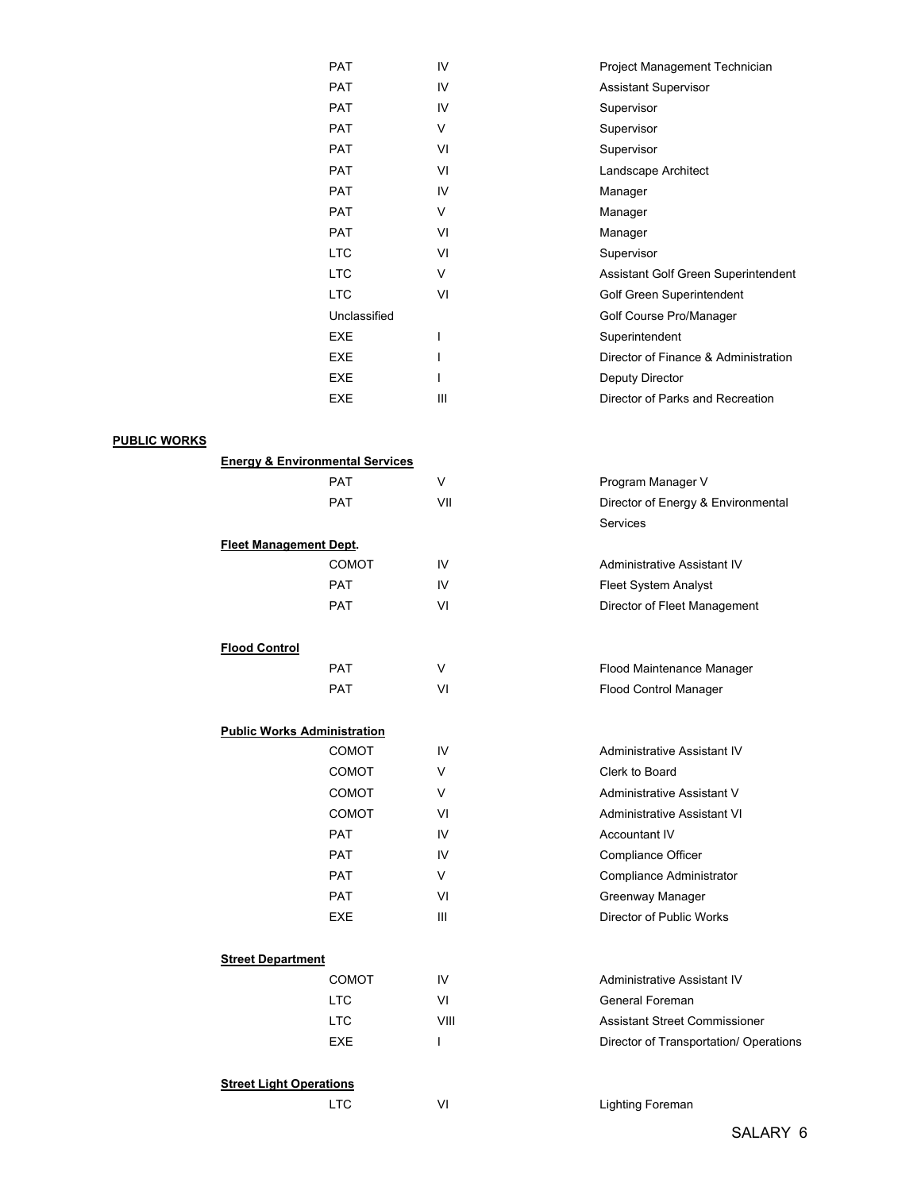| | | |
|---|---|---|
| PAT | IV | Project Management Technician |
| PAT | IV | Assistant Supervisor |
| PAT | IV | Supervisor |
| PAT | V | Supervisor |
| PAT | VI | Supervisor |
| PAT | VI | Landscape Architect |
| PAT | IV | Manager |
| PAT | V | Manager |
| PAT | VI | Manager |
| LTC | VI | Supervisor |
| LTC | V | Assistant Golf Green Superintendent |
| LTC | VI | Golf Green Superintendent |
| Unclassified | | Golf Course Pro/Manager |
| EXE | I | Superintendent |
| EXE | I | Director of Finance & Administration |
| EXE | I | Deputy Director |
| EXE | III | Director of Parks and Recreation |

## PUBLIC WORKS

### Energy & Environmental Services

| | | |
|---|---|---|
| PAT | V | Program Manager V |
| PAT | VII | Director of Energy & Environmental Services |

### Fleet Management Dept.

| | | |
|---|---|---|
| COMOT | IV | Administrative Assistant IV |
| PAT | IV | Fleet System Analyst |
| PAT | VI | Director of Fleet Management |

### Flood Control

| | | |
|---|---|---|
| PAT | V | Flood Maintenance Manager |
| PAT | VI | Flood Control Manager |

### Public Works Administration

| | | |
|---|---|---|
| COMOT | IV | Administrative Assistant IV |
| COMOT | V | Clerk to Board |
| COMOT | V | Administrative Assistant V |
| COMOT | VI | Administrative Assistant VI |
| PAT | IV | Accountant IV |
| PAT | IV | Compliance Officer |
| PAT | V | Compliance Administrator |
| PAT | VI | Greenway Manager |
| EXE | III | Director of Public Works |

### Street Department

| | | |
|---|---|---|
| COMOT | IV | Administrative Assistant IV |
| LTC | VI | General Foreman |
| LTC | VIII | Assistant Street Commissioner |
| EXE | I | Director of Transportation/ Operations |

### Street Light Operations

| | | |
|---|---|---|
| LTC | VI | Lighting Foreman |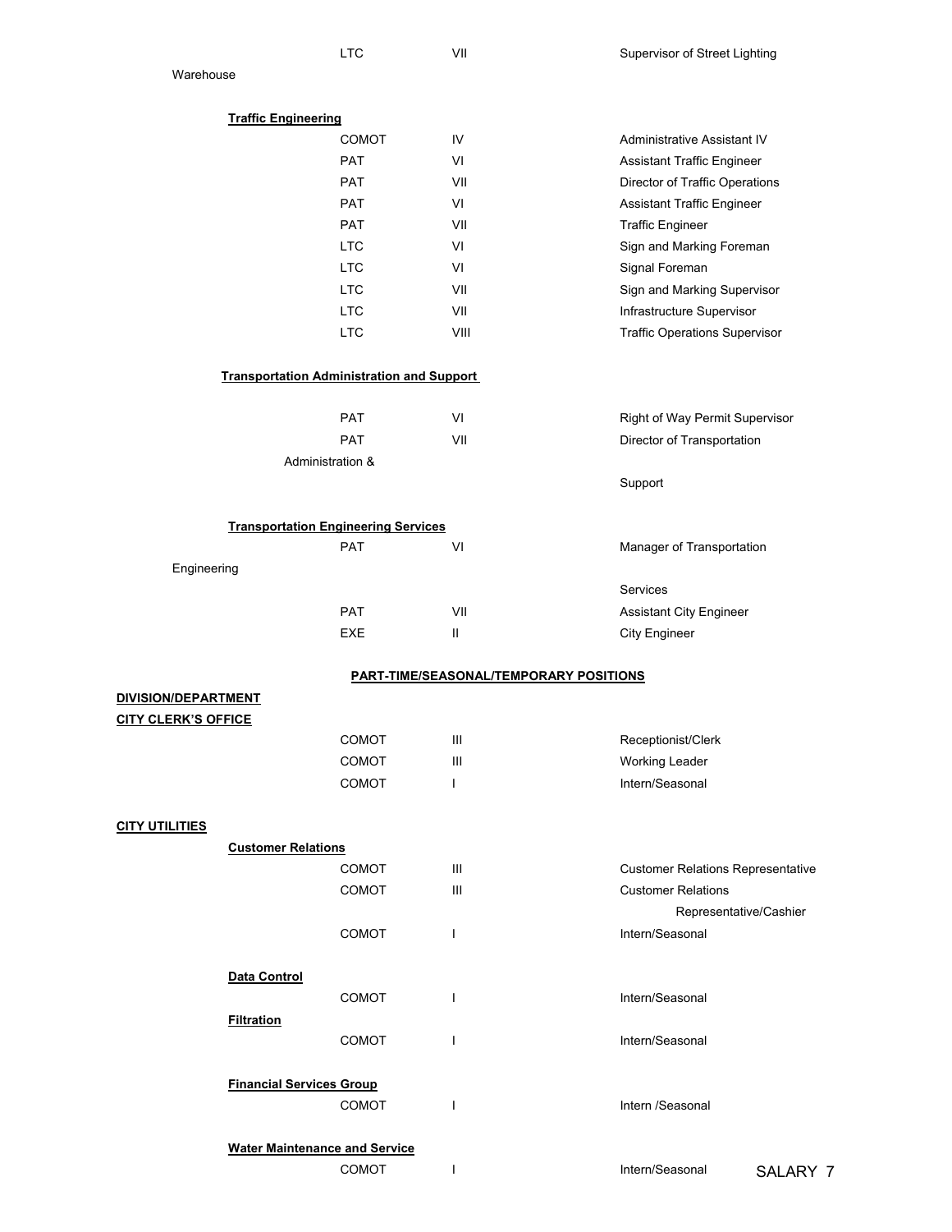| | | |
|---|---|---|
| LTC | VII | Supervisor of Street Lighting Warehouse |

**Traffic Engineering**

| | | |
|---|---|---|
| COMOT | IV | Administrative Assistant IV |
| PAT | VI | Assistant Traffic Engineer |
| PAT | VII | Director of Traffic Operations |
| PAT | VI | Assistant Traffic Engineer |
| PAT | VII | Traffic Engineer |
| LTC | VI | Sign and Marking Foreman |
| LTC | VI | Signal Foreman |
| LTC | VII | Sign and Marking Supervisor |
| LTC | VII | Infrastructure Supervisor |
| LTC | VIII | Traffic Operations Supervisor |

**Transportation Administration and Support**

| | | |
|---|---|---|
| PAT | VI | Right of Way Permit Supervisor |
| PAT | VII | Director of Transportation Administration & Support |

**Transportation Engineering Services**

| | | |
|---|---|---|
| PAT | VI | Manager of Transportation Engineering Services |
| PAT | VII | Assistant City Engineer |
| EXE | II | City Engineer |

## PART-TIME/SEASONAL/TEMPORARY POSITIONS

**DIVISION/DEPARTMENT**

**CITY CLERK'S OFFICE**

| | | |
|---|---|---|
| COMOT | III | Receptionist/Clerk |
| COMOT | III | Working Leader |
| COMOT | I | Intern/Seasonal |

**CITY UTILITIES**

**Customer Relations**

| | | |
|---|---|---|
| COMOT | III | Customer Relations Representative |
| COMOT | III | Customer Relations Representative/Cashier |
| COMOT | I | Intern/Seasonal |

**Data Control**

| | | |
|---|---|---|
| COMOT | I | Intern/Seasonal |

**Filtration**

| | | |
|---|---|---|
| COMOT | I | Intern/Seasonal |

**Financial Services Group**

| | | |
|---|---|---|
| COMOT | I | Intern /Seasonal |

**Water Maintenance and Service**

| | | |
|---|---|---|
| COMOT | I | Intern/Seasonal |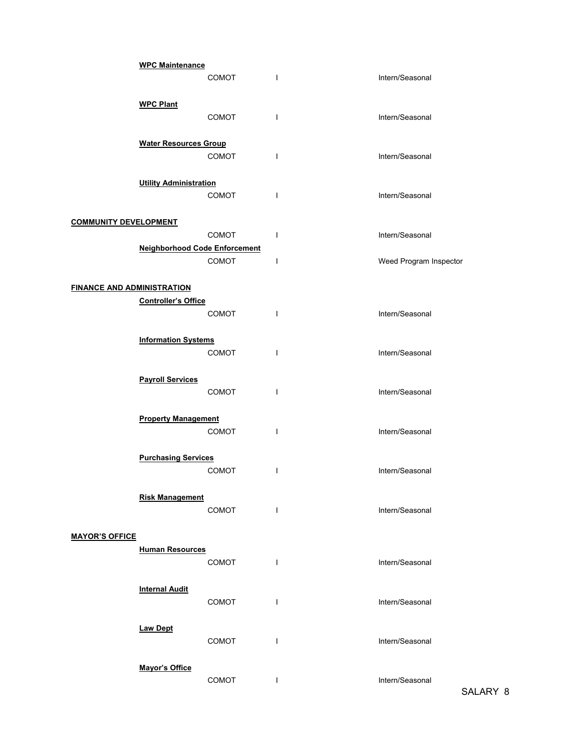**WPC Maintenance**

| | | |
|---|---|---|
| COMOT | I | Intern/Seasonal |

**WPC Plant**

| | | |
|---|---|---|
| COMOT | I | Intern/Seasonal |

**Water Resources Group**

| | | |
|---|---|---|
| COMOT | I | Intern/Seasonal |

**Utility Administration**

| | | |
|---|---|---|
| COMOT | I | Intern/Seasonal |

## COMMUNITY DEVELOPMENT

| | | |
|---|---|---|
| COMOT | I | Intern/Seasonal |

**Neighborhood Code Enforcement**

| | | |
|---|---|---|
| COMOT | I | Weed Program Inspector |

## FINANCE AND ADMINISTRATION

**Controller's Office**

| | | |
|---|---|---|
| COMOT | I | Intern/Seasonal |

**Information Systems**

| | | |
|---|---|---|
| COMOT | I | Intern/Seasonal |

**Payroll Services**

| | | |
|---|---|---|
| COMOT | I | Intern/Seasonal |

**Property Management**

| | | |
|---|---|---|
| COMOT | I | Intern/Seasonal |

**Purchasing Services**

| | | |
|---|---|---|
| COMOT | I | Intern/Seasonal |

**Risk Management**

| | | |
|---|---|---|
| COMOT | I | Intern/Seasonal |

## MAYOR'S OFFICE

**Human Resources**

| | | |
|---|---|---|
| COMOT | I | Intern/Seasonal |

**Internal Audit**

| | | |
|---|---|---|
| COMOT | I | Intern/Seasonal |

**Law Dept**

| | | |
|---|---|---|
| COMOT | I | Intern/Seasonal |

**Mayor's Office**

| | | |
|---|---|---|
| COMOT | I | Intern/Seasonal |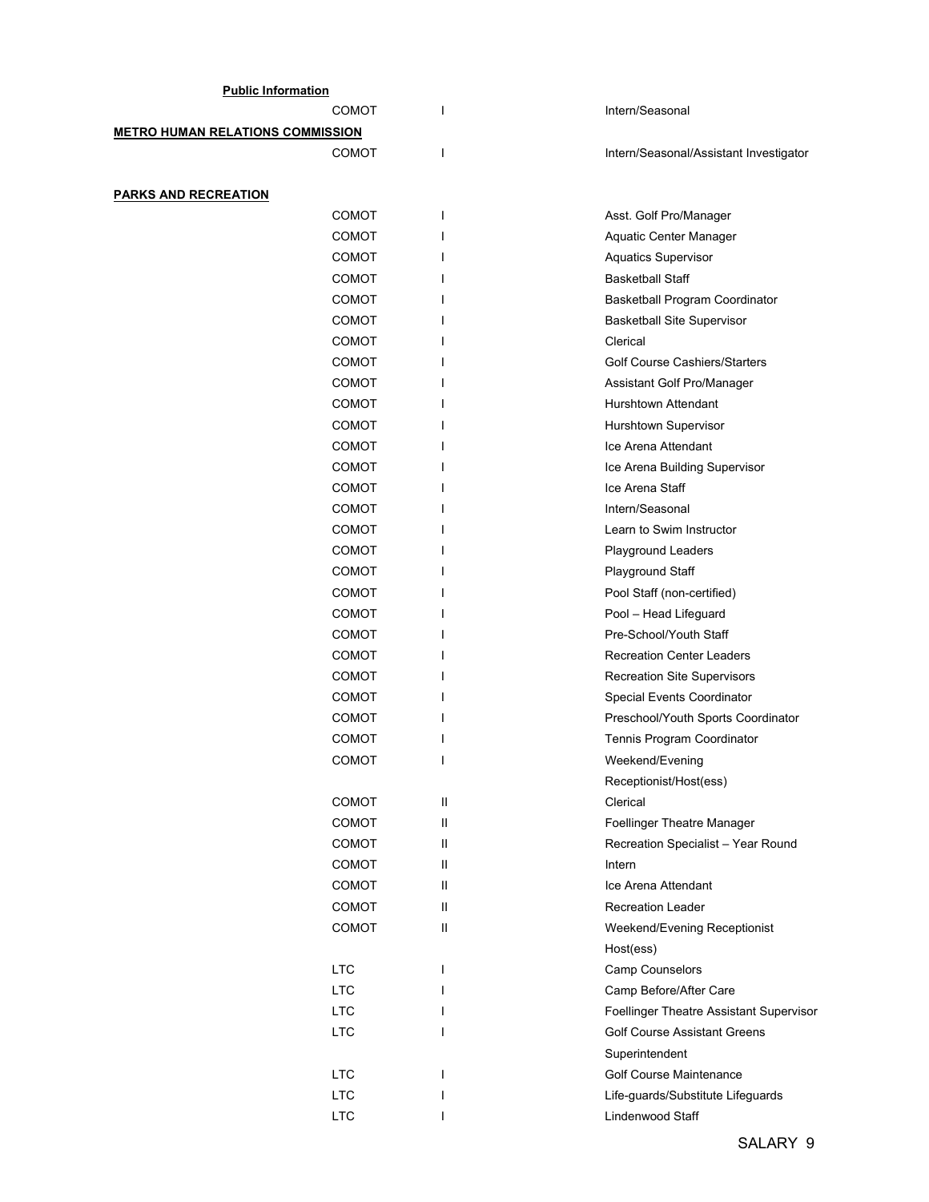**Public Information**

| | | |
|---|---|---|
| COMOT | I | Intern/Seasonal |

**METRO HUMAN RELATIONS COMMISSION**

| | | |
|---|---|---|
| COMOT | I | Intern/Seasonal/Assistant Investigator |

**PARKS AND RECREATION**

| | | |
|---|---|---|
| COMOT | I | Asst. Golf Pro/Manager |
| COMOT | I | Aquatic Center Manager |
| COMOT | I | Aquatics Supervisor |
| COMOT | I | Basketball Staff |
| COMOT | I | Basketball Program Coordinator |
| COMOT | I | Basketball Site Supervisor |
| COMOT | I | Clerical |
| COMOT | I | Golf Course Cashiers/Starters |
| COMOT | I | Assistant Golf Pro/Manager |
| COMOT | I | Hurshtown Attendant |
| COMOT | I | Hurshtown Supervisor |
| COMOT | I | Ice Arena Attendant |
| COMOT | I | Ice Arena Building Supervisor |
| COMOT | I | Ice Arena Staff |
| COMOT | I | Intern/Seasonal |
| COMOT | I | Learn to Swim Instructor |
| COMOT | I | Playground Leaders |
| COMOT | I | Playground Staff |
| COMOT | I | Pool Staff (non-certified) |
| COMOT | I | Pool – Head Lifeguard |
| COMOT | I | Pre-School/Youth Staff |
| COMOT | I | Recreation Center Leaders |
| COMOT | I | Recreation Site Supervisors |
| COMOT | I | Special Events Coordinator |
| COMOT | I | Preschool/Youth Sports Coordinator |
| COMOT | I | Tennis Program Coordinator |
| COMOT | I | Weekend/Evening Receptionist/Host(ess) |
| COMOT | II | Clerical |
| COMOT | II | Foellinger Theatre Manager |
| COMOT | II | Recreation Specialist – Year Round |
| COMOT | II | Intern |
| COMOT | II | Ice Arena Attendant |
| COMOT | II | Recreation Leader |
| COMOT | II | Weekend/Evening Receptionist Host(ess) |
| LTC | I | Camp Counselors |
| LTC | I | Camp Before/After Care |
| LTC | I | Foellinger Theatre Assistant Supervisor |
| LTC | I | Golf Course Assistant Greens Superintendent |
| LTC | I | Golf Course Maintenance |
| LTC | I | Life-guards/Substitute Lifeguards |
| LTC | I | Lindenwood Staff |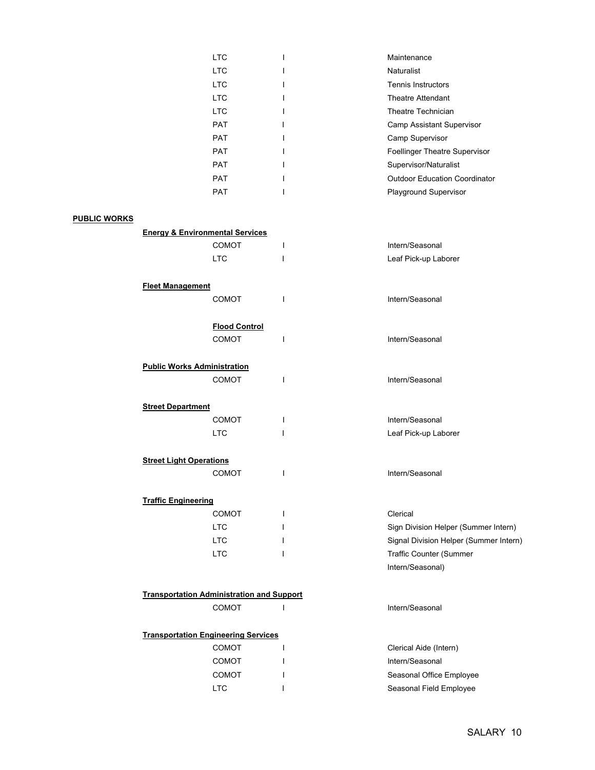| | | |
|---|---|---|
| LTC | I | Maintenance |
| LTC | I | Naturalist |
| LTC | I | Tennis Instructors |
| LTC | I | Theatre Attendant |
| LTC | I | Theatre Technician |
| PAT | I | Camp Assistant Supervisor |
| PAT | I | Camp Supervisor |
| PAT | I | Foellinger Theatre Supervisor |
| PAT | I | Supervisor/Naturalist |
| PAT | I | Outdoor Education Coordinator |
| PAT | I | Playground Supervisor |

**PUBLIC WORKS**

**Energy & Environmental Services**

| | | |
|---|---|---|
| COMOT | I | Intern/Seasonal |
| LTC | I | Leaf Pick-up Laborer |

**Fleet Management**

| | | |
|---|---|---|
| COMOT | I | Intern/Seasonal |

**Flood Control**

| | | |
|---|---|---|
| COMOT | I | Intern/Seasonal |

**Public Works Administration**

| | | |
|---|---|---|
| COMOT | I | Intern/Seasonal |

**Street Department**

| | | |
|---|---|---|
| COMOT | I | Intern/Seasonal |
| LTC | I | Leaf Pick-up Laborer |

**Street Light Operations**

| | | |
|---|---|---|
| COMOT | I | Intern/Seasonal |

**Traffic Engineering**

| | | |
|---|---|---|
| COMOT | I | Clerical |
| LTC | I | Sign Division Helper (Summer Intern) |
| LTC | I | Signal Division Helper (Summer Intern) |
| LTC | I | Traffic Counter (Summer Intern/Seasonal) |

**Transportation Administration and Support**

| | | |
|---|---|---|
| COMOT | I | Intern/Seasonal |

**Transportation Engineering Services**

| | | |
|---|---|---|
| COMOT | I | Clerical Aide (Intern) |
| COMOT | I | Intern/Seasonal |
| COMOT | I | Seasonal Office Employee |
| LTC | I | Seasonal Field Employee |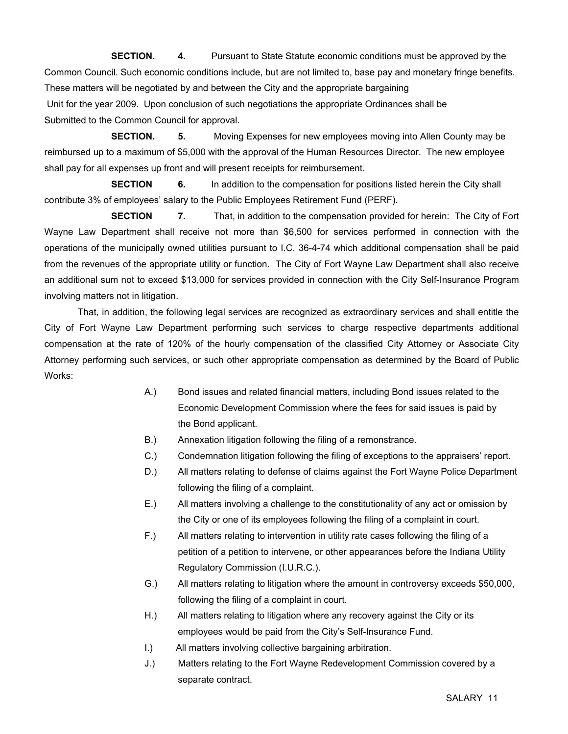**SECTION. 4.** Pursuant to State Statute economic conditions must be approved by the Common Council. Such economic conditions include, but are not limited to, base pay and monetary fringe benefits. These matters will be negotiated by and between the City and the appropriate bargaining Unit for the year 2009. Upon conclusion of such negotiations the appropriate Ordinances shall be Submitted to the Common Council for approval.

**SECTION. 5.** Moving Expenses for new employees moving into Allen County may be reimbursed up to a maximum of $5,000 with the approval of the Human Resources Director. The new employee shall pay for all expenses up front and will present receipts for reimbursement.

**SECTION 6.** In addition to the compensation for positions listed herein the City shall contribute 3% of employees' salary to the Public Employees Retirement Fund (PERF).

**SECTION 7.** That, in addition to the compensation provided for herein: The City of Fort Wayne Law Department shall receive not more than $6,500 for services performed in connection with the operations of the municipally owned utilities pursuant to I.C. 36-4-74 which additional compensation shall be paid from the revenues of the appropriate utility or function. The City of Fort Wayne Law Department shall also receive an additional sum not to exceed $13,000 for services provided in connection with the City Self-Insurance Program involving matters not in litigation.

That, in addition, the following legal services are recognized as extraordinary services and shall entitle the City of Fort Wayne Law Department performing such services to charge respective departments additional compensation at the rate of 120% of the hourly compensation of the classified City Attorney or Associate City Attorney performing such services, or such other appropriate compensation as determined by the Board of Public Works:

- A.) Bond issues and related financial matters, including Bond issues related to the Economic Development Commission where the fees for said issues is paid by the Bond applicant.
- B.) Annexation litigation following the filing of a remonstrance.
- C.) Condemnation litigation following the filing of exceptions to the appraisers' report.
- D.) All matters relating to defense of claims against the Fort Wayne Police Department following the filing of a complaint.
- E.) All matters involving a challenge to the constitutionality of any act or omission by the City or one of its employees following the filing of a complaint in court.
- F.) All matters relating to intervention in utility rate cases following the filing of a petition of a petition to intervene, or other appearances before the Indiana Utility Regulatory Commission (I.U.R.C.).
- G.) All matters relating to litigation where the amount in controversy exceeds $50,000, following the filing of a complaint in court.
- H.) All matters relating to litigation where any recovery against the City or its employees would be paid from the City's Self-Insurance Fund.
- I.) All matters involving collective bargaining arbitration.
- J.) Matters relating to the Fort Wayne Redevelopment Commission covered by a separate contract.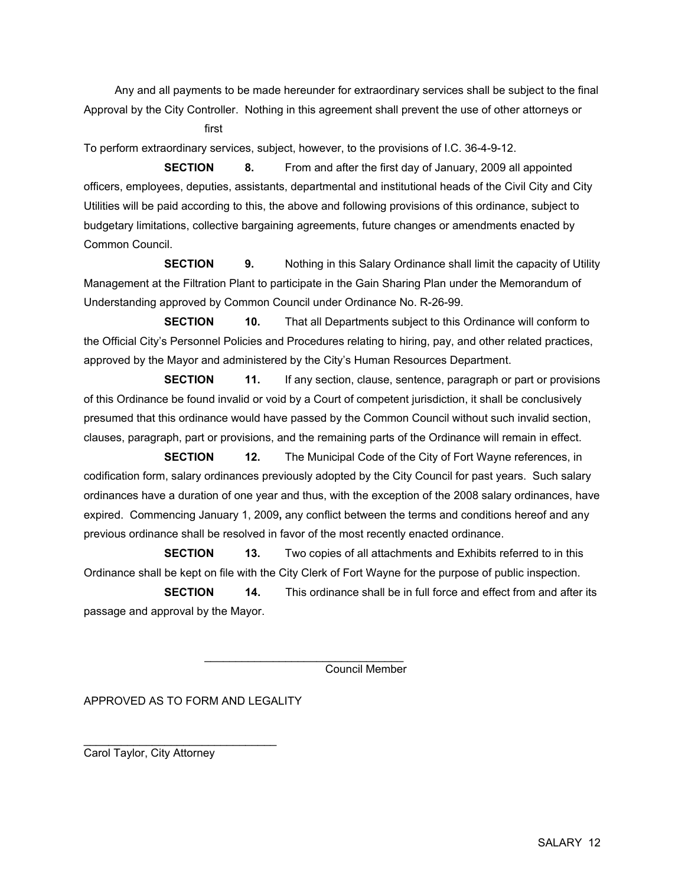Any and all payments to be made hereunder for extraordinary services shall be subject to the final Approval by the City Controller. Nothing in this agreement shall prevent the use of other attorneys or first

To perform extraordinary services, subject, however, to the provisions of I.C. 36-4-9-12.

**SECTION 8.** From and after the first day of January, 2009 all appointed officers, employees, deputies, assistants, departmental and institutional heads of the Civil City and City Utilities will be paid according to this, the above and following provisions of this ordinance, subject to budgetary limitations, collective bargaining agreements, future changes or amendments enacted by Common Council.

**SECTION 9.** Nothing in this Salary Ordinance shall limit the capacity of Utility Management at the Filtration Plant to participate in the Gain Sharing Plan under the Memorandum of Understanding approved by Common Council under Ordinance No. R-26-99.

**SECTION 10.** That all Departments subject to this Ordinance will conform to the Official City's Personnel Policies and Procedures relating to hiring, pay, and other related practices, approved by the Mayor and administered by the City's Human Resources Department.

**SECTION 11.** If any section, clause, sentence, paragraph or part or provisions of this Ordinance be found invalid or void by a Court of competent jurisdiction, it shall be conclusively presumed that this ordinance would have passed by the Common Council without such invalid section, clauses, paragraph, part or provisions, and the remaining parts of the Ordinance will remain in effect.

**SECTION 12.** The Municipal Code of the City of Fort Wayne references, in codification form, salary ordinances previously adopted by the City Council for past years. Such salary ordinances have a duration of one year and thus, with the exception of the 2008 salary ordinances, have expired. Commencing January 1, 2009**,** any conflict between the terms and conditions hereof and any previous ordinance shall be resolved in favor of the most recently enacted ordinance.

**SECTION 13.** Two copies of all attachments and Exhibits referred to in this Ordinance shall be kept on file with the City Clerk of Fort Wayne for the purpose of public inspection.

**SECTION 14.** This ordinance shall be in full force and effect from and after its passage and approval by the Mayor.

\_\_\_\_\_\_\_\_\_\_\_\_\_\_\_\_\_\_\_\_\_\_\_\_\_\_\_\_\_\_\_\_
Council Member

APPROVED AS TO FORM AND LEGALITY

\_\_\_\_\_\_\_\_\_\_\_\_\_\_\_\_\_\_\_\_\_\_\_\_\_\_\_\_\_\_\_\_
Carol Taylor, City Attorney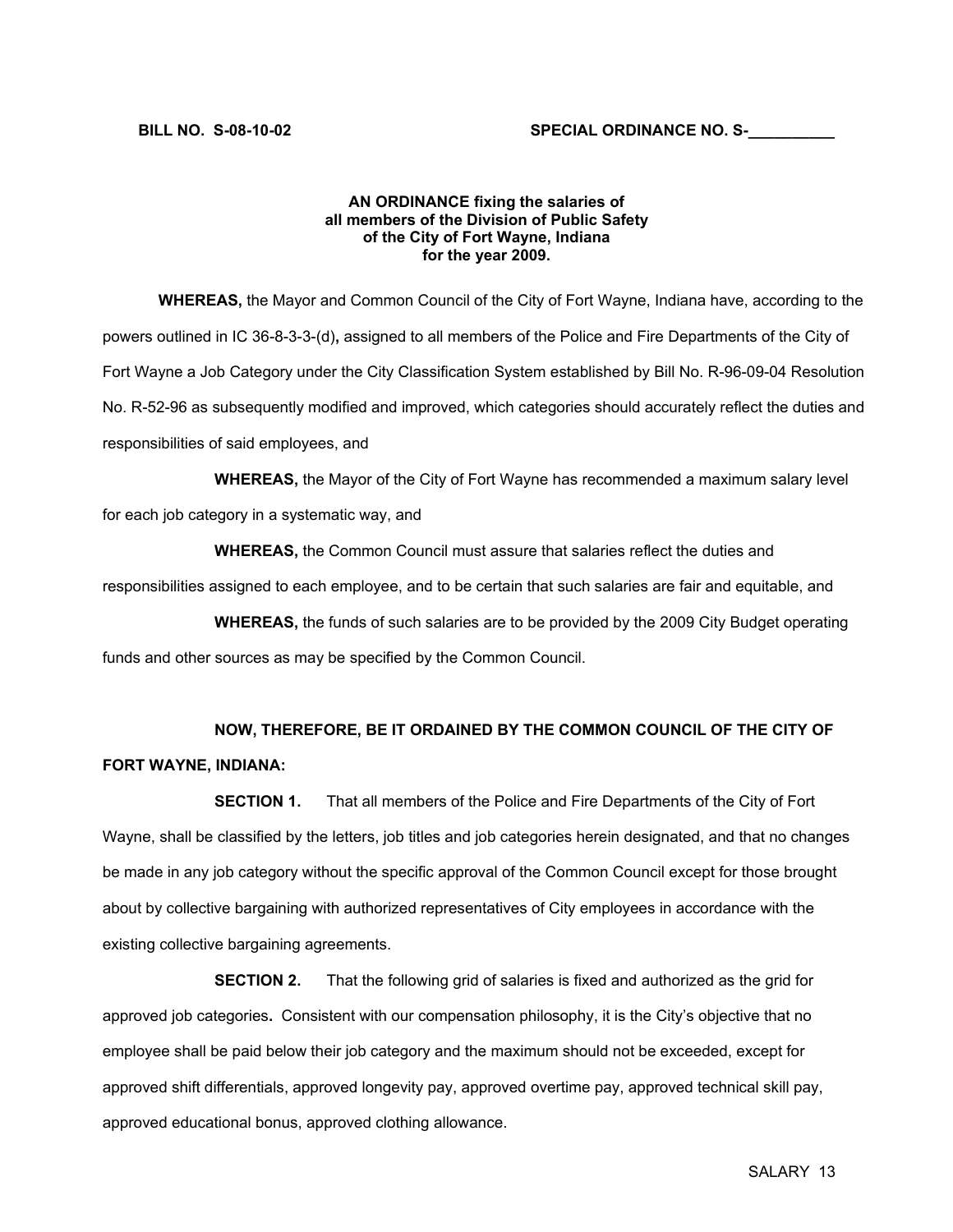**BILL NO. S-08-10-02** **SPECIAL ORDINANCE NO. S-__________**

**AN ORDINANCE fixing the salaries of all members of the Division of Public Safety of the City of Fort Wayne, Indiana for the year 2009.**

**WHEREAS,** the Mayor and Common Council of the City of Fort Wayne, Indiana have, according to the powers outlined in IC 36-8-3-3-(d)**,** assigned to all members of the Police and Fire Departments of the City of Fort Wayne a Job Category under the City Classification System established by Bill No. R-96-09-04 Resolution No. R-52-96 as subsequently modified and improved, which categories should accurately reflect the duties and responsibilities of said employees, and

**WHEREAS,** the Mayor of the City of Fort Wayne has recommended a maximum salary level for each job category in a systematic way, and

**WHEREAS,** the Common Council must assure that salaries reflect the duties and responsibilities assigned to each employee, and to be certain that such salaries are fair and equitable, and

**WHEREAS,** the funds of such salaries are to be provided by the 2009 City Budget operating funds and other sources as may be specified by the Common Council.

**NOW, THEREFORE, BE IT ORDAINED BY THE COMMON COUNCIL OF THE CITY OF FORT WAYNE, INDIANA:**

**SECTION 1.** That all members of the Police and Fire Departments of the City of Fort Wayne, shall be classified by the letters, job titles and job categories herein designated, and that no changes be made in any job category without the specific approval of the Common Council except for those brought about by collective bargaining with authorized representatives of City employees in accordance with the existing collective bargaining agreements.

**SECTION 2.** That the following grid of salaries is fixed and authorized as the grid for approved job categories**.** Consistent with our compensation philosophy, it is the City's objective that no employee shall be paid below their job category and the maximum should not be exceeded, except for approved shift differentials, approved longevity pay, approved overtime pay, approved technical skill pay, approved educational bonus, approved clothing allowance.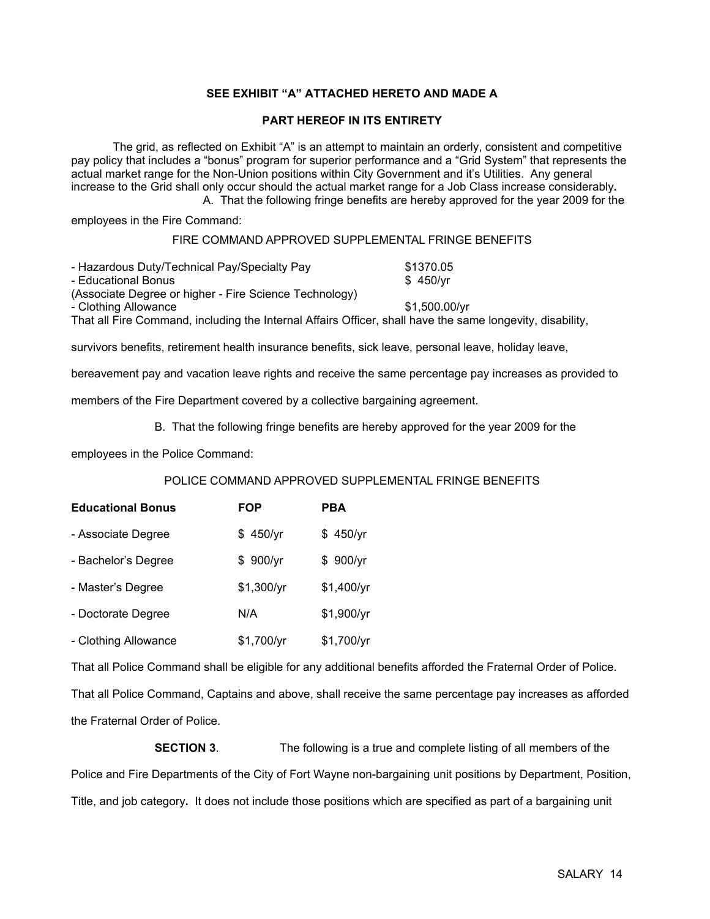**SEE EXHIBIT "A" ATTACHED HERETO AND MADE A**

**PART HEREOF IN ITS ENTIRETY**

The grid, as reflected on Exhibit "A" is an attempt to maintain an orderly, consistent and competitive pay policy that includes a "bonus" program for superior performance and a "Grid System" that represents the actual market range for the Non-Union positions within City Government and it's Utilities. Any general increase to the Grid shall only occur should the actual market range for a Job Class increase considerably**.**

A. That the following fringe benefits are hereby approved for the year 2009 for the employees in the Fire Command:

FIRE COMMAND APPROVED SUPPLEMENTAL FRINGE BENEFITS

| | |
|---|---|
| - Hazardous Duty/Technical Pay/Specialty Pay | $1370.05 |
| - Educational Bonus | $ 450/yr |
| (Associate Degree or higher - Fire Science Technology) | |
| - Clothing Allowance | $1,500.00/yr |

That all Fire Command, including the Internal Affairs Officer, shall have the same longevity, disability, survivors benefits, retirement health insurance benefits, sick leave, personal leave, holiday leave, bereavement pay and vacation leave rights and receive the same percentage pay increases as provided to members of the Fire Department covered by a collective bargaining agreement.

B. That the following fringe benefits are hereby approved for the year 2009 for the employees in the Police Command:

POLICE COMMAND APPROVED SUPPLEMENTAL FRINGE BENEFITS

| **Educational Bonus** | **FOP** | **PBA** |
|---|---|---|
| - Associate Degree | $ 450/yr | $ 450/yr |
| - Bachelor's Degree | $ 900/yr | $ 900/yr |
| - Master's Degree | $1,300/yr | $1,400/yr |
| - Doctorate Degree | N/A | $1,900/yr |
| - Clothing Allowance | $1,700/yr | $1,700/yr |

That all Police Command shall be eligible for any additional benefits afforded the Fraternal Order of Police.

That all Police Command, Captains and above, shall receive the same percentage pay increases as afforded the Fraternal Order of Police.

**SECTION 3**. The following is a true and complete listing of all members of the Police and Fire Departments of the City of Fort Wayne non-bargaining unit positions by Department, Position, Title, and job category**.** It does not include those positions which are specified as part of a bargaining unit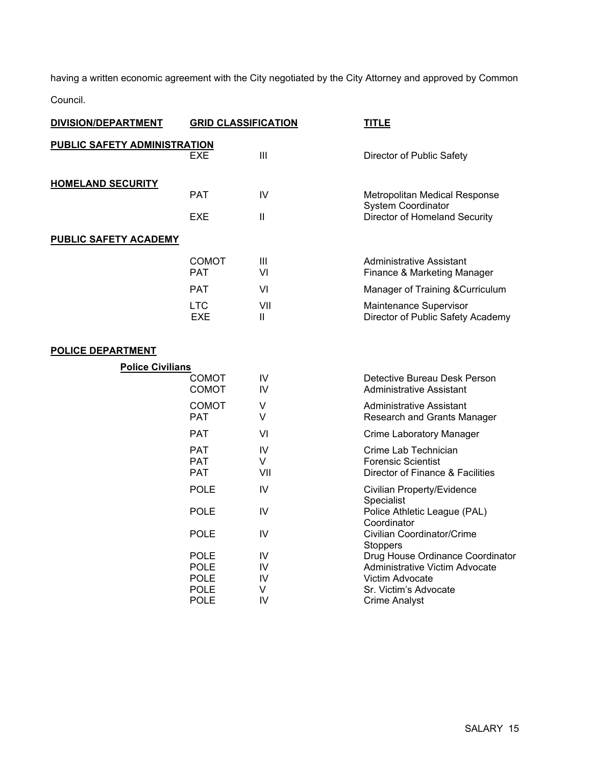having a written economic agreement with the City negotiated by the City Attorney and approved by Common Council.

| DIVISION/DEPARTMENT | GRID CLASSIFICATION | | TITLE |
|---|---|---|---|
| **PUBLIC SAFETY ADMINISTRATION** | EXE | III | Director of Public Safety |
| **HOMELAND SECURITY** | PAT | IV | Metropolitan Medical Response System Coordinator |
| | EXE | II | Director of Homeland Security |
| **PUBLIC SAFETY ACADEMY** | COMOT | III | Administrative Assistant |
| | PAT | VI | Finance & Marketing Manager |
| | PAT | VI | Manager of Training &Curriculum |
| | LTC | VII | Maintenance Supervisor |
| | EXE | II | Director of Public Safety Academy |
| **POLICE DEPARTMENT** | | | |
| **Police Civilians** | COMOT | IV | Detective Bureau Desk Person |
| | COMOT | IV | Administrative Assistant |
| | COMOT | V | Administrative Assistant |
| | PAT | V | Research and Grants Manager |
| | PAT | VI | Crime Laboratory Manager |
| | PAT | IV | Crime Lab Technician |
| | PAT | V | Forensic Scientist |
| | PAT | VII | Director of Finance & Facilities |
| | POLE | IV | Civilian Property/Evidence Specialist |
| | POLE | IV | Police Athletic League (PAL) Coordinator |
| | POLE | IV | Civilian Coordinator/Crime Stoppers |
| | POLE | IV | Drug House Ordinance Coordinator |
| | POLE | IV | Administrative Victim Advocate |
| | POLE | IV | Victim Advocate |
| | POLE | V | Sr. Victim's Advocate |
| | POLE | IV | Crime Analyst |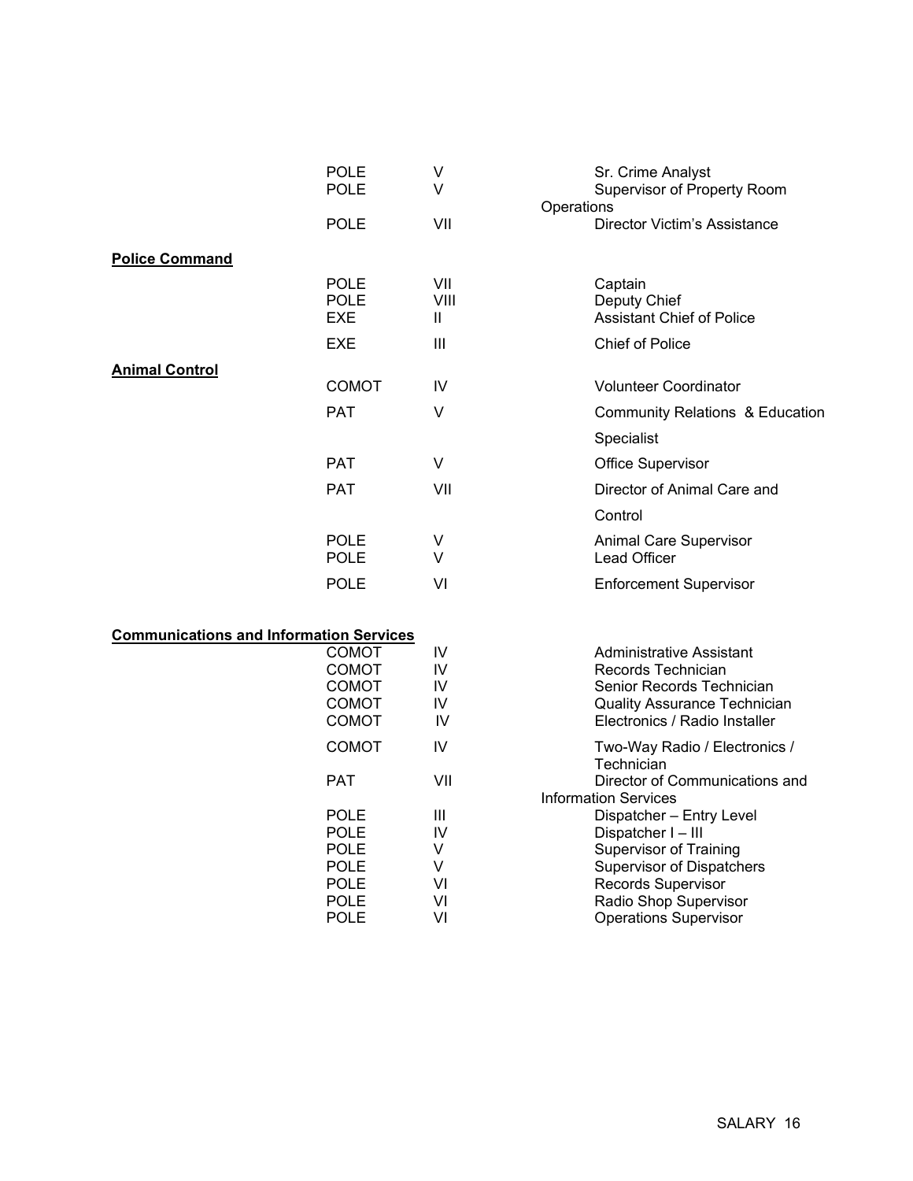| | | | |
|---|---|---|---|
| | POLE | V | Sr. Crime Analyst |
| | POLE | V | Supervisor of Property Room Operations |
| | POLE | VII | Director Victim's Assistance |
| **Police Command** | | | |
| | POLE | VII | Captain |
| | POLE | VIII | Deputy Chief |
| | EXE | II | Assistant Chief of Police |
| | EXE | III | Chief of Police |
| **Animal Control** | | | |
| | COMOT | IV | Volunteer Coordinator |
| | PAT | V | Community Relations & Education Specialist |
| | PAT | V | Office Supervisor |
| | PAT | VII | Director of Animal Care and Control |
| | POLE | V | Animal Care Supervisor |
| | POLE | V | Lead Officer |
| | POLE | VI | Enforcement Supervisor |
| **Communications and Information Services** | | | |
| | COMOT | IV | Administrative Assistant |
| | COMOT | IV | Records Technician |
| | COMOT | IV | Senior Records Technician |
| | COMOT | IV | Quality Assurance Technician |
| | COMOT | IV | Electronics / Radio Installer |
| | COMOT | IV | Two-Way Radio / Electronics / Technician |
| | PAT | VII | Director of Communications and Information Services |
| | POLE | III | Dispatcher – Entry Level |
| | POLE | IV | Dispatcher I – III |
| | POLE | V | Supervisor of Training |
| | POLE | V | Supervisor of Dispatchers |
| | POLE | VI | Records Supervisor |
| | POLE | VI | Radio Shop Supervisor |
| | POLE | VI | Operations Supervisor |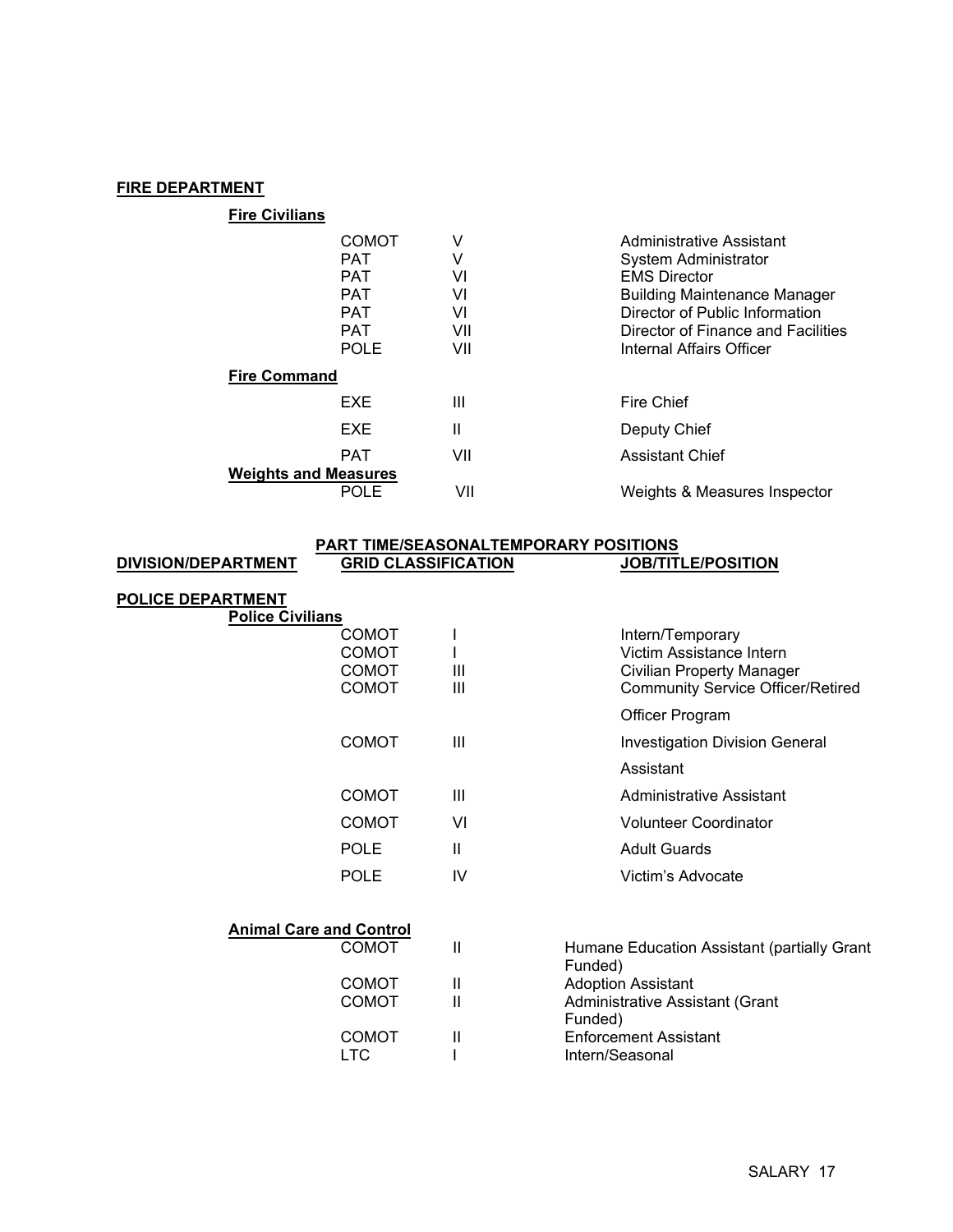**FIRE DEPARTMENT**

**Fire Civilians**

| | | | |
|---|---|---|---|
| | COMOT | V | Administrative Assistant |
| | PAT | V | System Administrator |
| | PAT | VI | EMS Director |
| | PAT | VI | Building Maintenance Manager |
| | PAT | VI | Director of Public Information |
| | PAT | VII | Director of Finance and Facilities |
| | POLE | VII | Internal Affairs Officer |

**Fire Command**

| | | | |
|---|---|---|---|
| | EXE | III | Fire Chief |
| | EXE | II | Deputy Chief |
| | PAT | VII | Assistant Chief |

**Weights and Measures**

| | | | |
|---|---|---|---|
| | POLE | VII | Weights & Measures Inspector |

**PART TIME/SEASONALTEMPORARY POSITIONS**

| DIVISION/DEPARTMENT | GRID CLASSIFICATION | | JOB/TITLE/POSITION |
|---|---|---|---|
| **POLICE DEPARTMENT** | | | |
| **Police Civilians** | | | |
| | COMOT | I | Intern/Temporary |
| | COMOT | I | Victim Assistance Intern |
| | COMOT | III | Civilian Property Manager |
| | COMOT | III | Community Service Officer/Retired Officer Program |
| | COMOT | III | Investigation Division General Assistant |
| | COMOT | III | Administrative Assistant |
| | COMOT | VI | Volunteer Coordinator |
| | POLE | II | Adult Guards |
| | POLE | IV | Victim's Advocate |
| **Animal Care and Control** | | | |
| | COMOT | II | Humane Education Assistant (partially Grant Funded) |
| | COMOT | II | Adoption Assistant |
| | COMOT | II | Administrative Assistant (Grant Funded) |
| | COMOT | II | Enforcement Assistant |
| | LTC | I | Intern/Seasonal |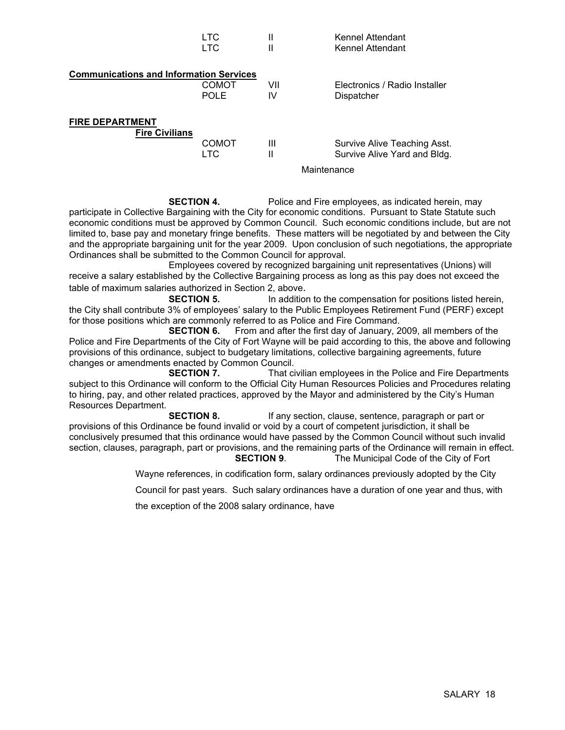| Department | Unit | Grade | Position |
|---|---|---|---|
| | LTC | II | Kennel Attendant |
| | LTC | II | Kennel Attendant |
| **Communications and Information Services** | | | |
| | COMOT | VII | Electronics / Radio Installer |
| | POLE | IV | Dispatcher |
| **FIRE DEPARTMENT** | | | |
| **Fire Civilians** | | | |
| | COMOT | III | Survive Alive Teaching Asst. |
| | LTC | II | Survive Alive Yard and Bldg. Maintenance |

**SECTION 4.** Police and Fire employees, as indicated herein, may participate in Collective Bargaining with the City for economic conditions. Pursuant to State Statute such economic conditions must be approved by Common Council. Such economic conditions include, but are not limited to, base pay and monetary fringe benefits. These matters will be negotiated by and between the City and the appropriate bargaining unit for the year 2009. Upon conclusion of such negotiations, the appropriate Ordinances shall be submitted to the Common Council for approval.

Employees covered by recognized bargaining unit representatives (Unions) will receive a salary established by the Collective Bargaining process as long as this pay does not exceed the table of maximum salaries authorized in Section 2, above.

**SECTION 5.** In addition to the compensation for positions listed herein, the City shall contribute 3% of employees' salary to the Public Employees Retirement Fund (PERF) except for those positions which are commonly referred to as Police and Fire Command.

**SECTION 6.** From and after the first day of January, 2009, all members of the Police and Fire Departments of the City of Fort Wayne will be paid according to this, the above and following provisions of this ordinance, subject to budgetary limitations, collective bargaining agreements, future changes or amendments enacted by Common Council.

**SECTION 7.** That civilian employees in the Police and Fire Departments subject to this Ordinance will conform to the Official City Human Resources Policies and Procedures relating to hiring, pay, and other related practices, approved by the Mayor and administered by the City's Human Resources Department.

**SECTION 8.** If any section, clause, sentence, paragraph or part or provisions of this Ordinance be found invalid or void by a court of competent jurisdiction, it shall be conclusively presumed that this ordinance would have passed by the Common Council without such invalid section, clauses, paragraph, part or provisions, and the remaining parts of the Ordinance will remain in effect.

**SECTION 9**. The Municipal Code of the City of Fort Wayne references, in codification form, salary ordinances previously adopted by the City Council for past years. Such salary ordinances have a duration of one year and thus, with the exception of the 2008 salary ordinance, have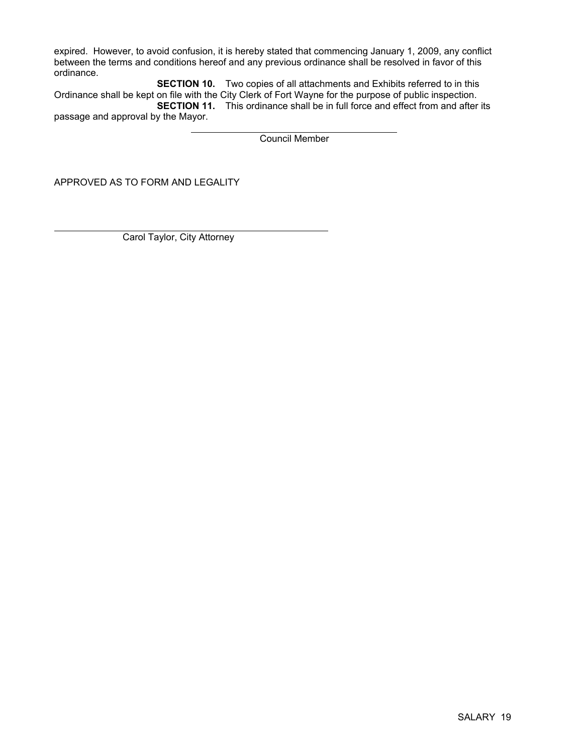expired. However, to avoid confusion, it is hereby stated that commencing January 1, 2009, any conflict between the terms and conditions hereof and any previous ordinance shall be resolved in favor of this ordinance.

**SECTION 10.** Two copies of all attachments and Exhibits referred to in this Ordinance shall be kept on file with the City Clerk of Fort Wayne for the purpose of public inspection.

**SECTION 11.** This ordinance shall be in full force and effect from and after its passage and approval by the Mayor.

\_\_\_\_\_\_\_\_\_\_\_\_\_\_\_\_\_\_\_\_\_\_\_\_\_\_\_\_\_\_\_\_\_\_\_\_\_\_\_\_

Council Member

APPROVED AS TO FORM AND LEGALITY

\_\_\_\_\_\_\_\_\_\_\_\_\_\_\_\_\_\_\_\_\_\_\_\_\_\_\_\_\_\_\_\_\_\_\_\_\_\_\_\_

Carol Taylor, City Attorney